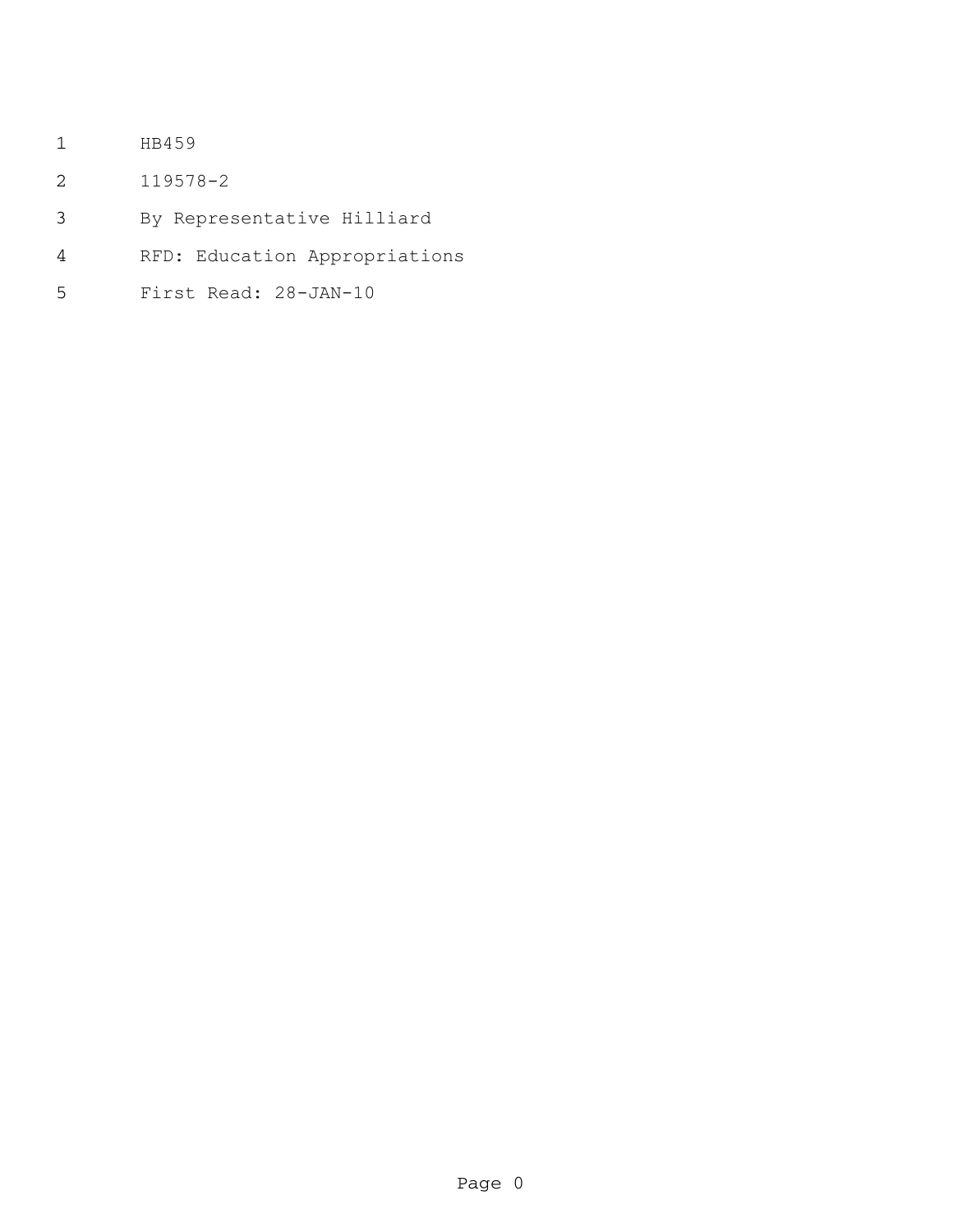HB459

119578-2

By Representative Hilliard

RFD: Education Appropriations

First Read: 28-JAN-10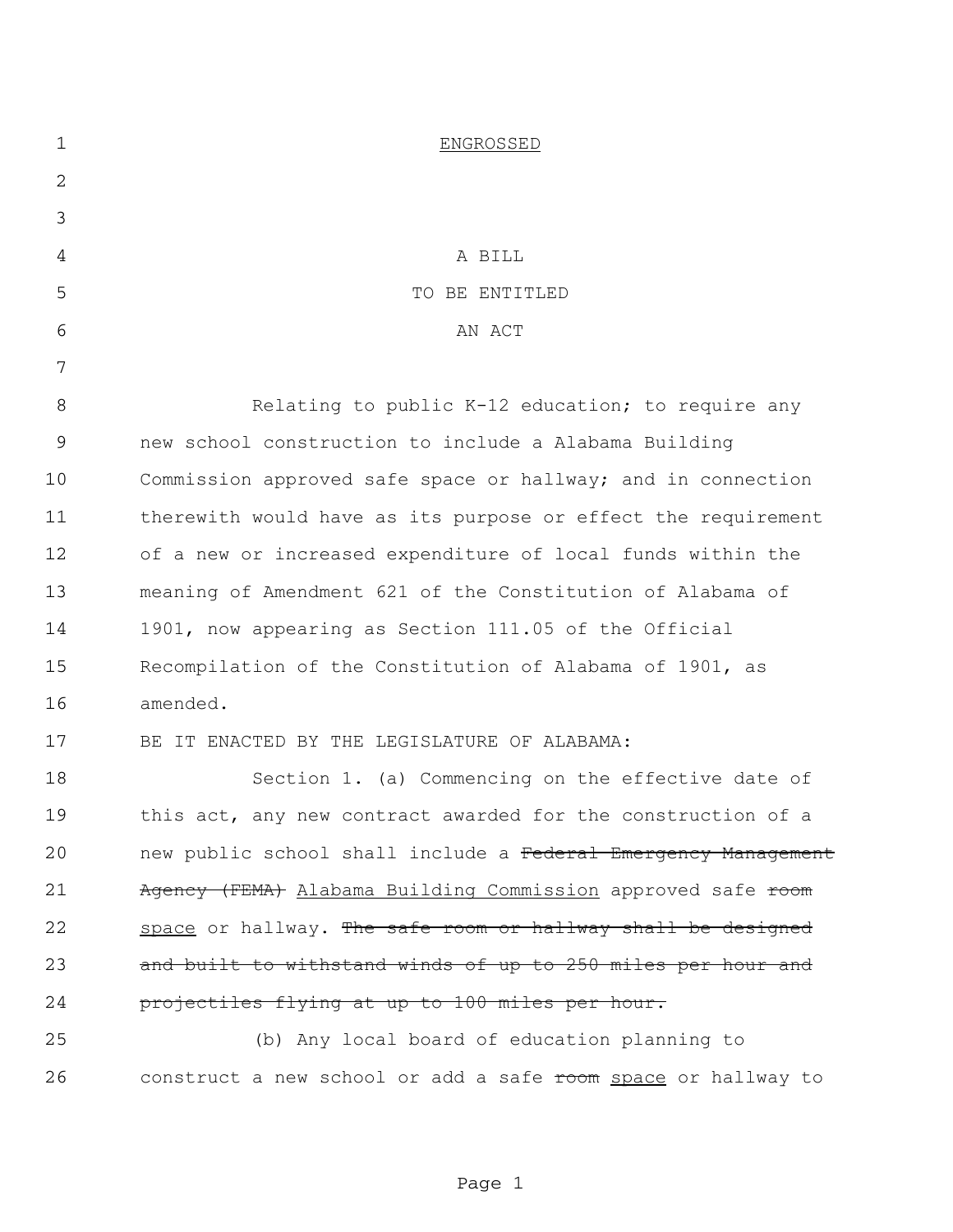ENGROSSED

A BILL
TO BE ENTITLED
AN ACT

Relating to public K-12 education; to require any new school construction to include a Alabama Building Commission approved safe space or hallway; and in connection therewith would have as its purpose or effect the requirement of a new or increased expenditure of local funds within the meaning of Amendment 621 of the Constitution of Alabama of 1901, now appearing as Section 111.05 of the Official Recompilation of the Constitution of Alabama of 1901, as amended.

BE IT ENACTED BY THE LEGISLATURE OF ALABAMA:

Section 1. (a) Commencing on the effective date of this act, any new contract awarded for the construction of a new public school shall include a ~~Federal Emergency Management Agency (FEMA)~~ <u>Alabama Building Commission</u> approved safe ~~room~~ <u>space</u> or hallway. ~~The safe room or hallway shall be designed and built to withstand winds of up to 250 miles per hour and projectiles flying at up to 100 miles per hour.~~

(b) Any local board of education planning to construct a new school or add a safe ~~room~~ <u>space</u> or hallway to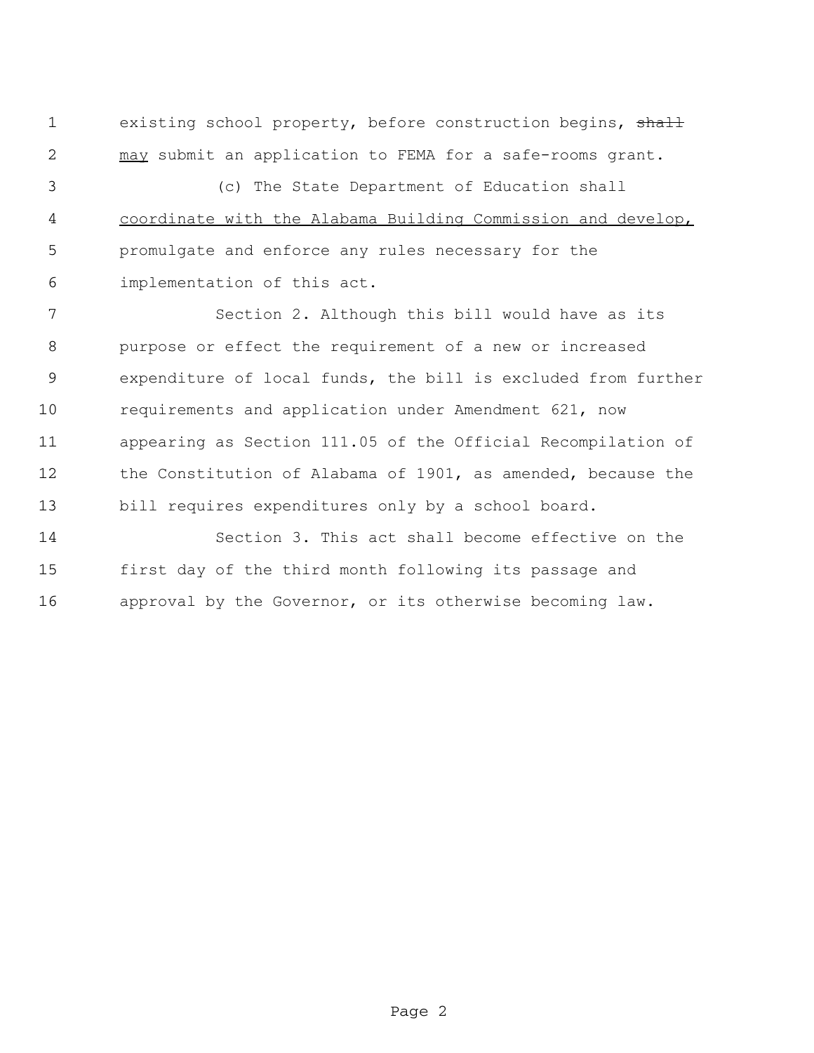existing school property, before construction begins, ~~shall~~ <u>may</u> submit an application to FEMA for a safe-rooms grant.

(c) The State Department of Education shall <u>coordinate with the Alabama Building Commission and develop,</u> promulgate and enforce any rules necessary for the implementation of this act.

Section 2. Although this bill would have as its purpose or effect the requirement of a new or increased expenditure of local funds, the bill is excluded from further requirements and application under Amendment 621, now appearing as Section 111.05 of the Official Recompilation of the Constitution of Alabama of 1901, as amended, because the bill requires expenditures only by a school board.

Section 3. This act shall become effective on the first day of the third month following its passage and approval by the Governor, or its otherwise becoming law.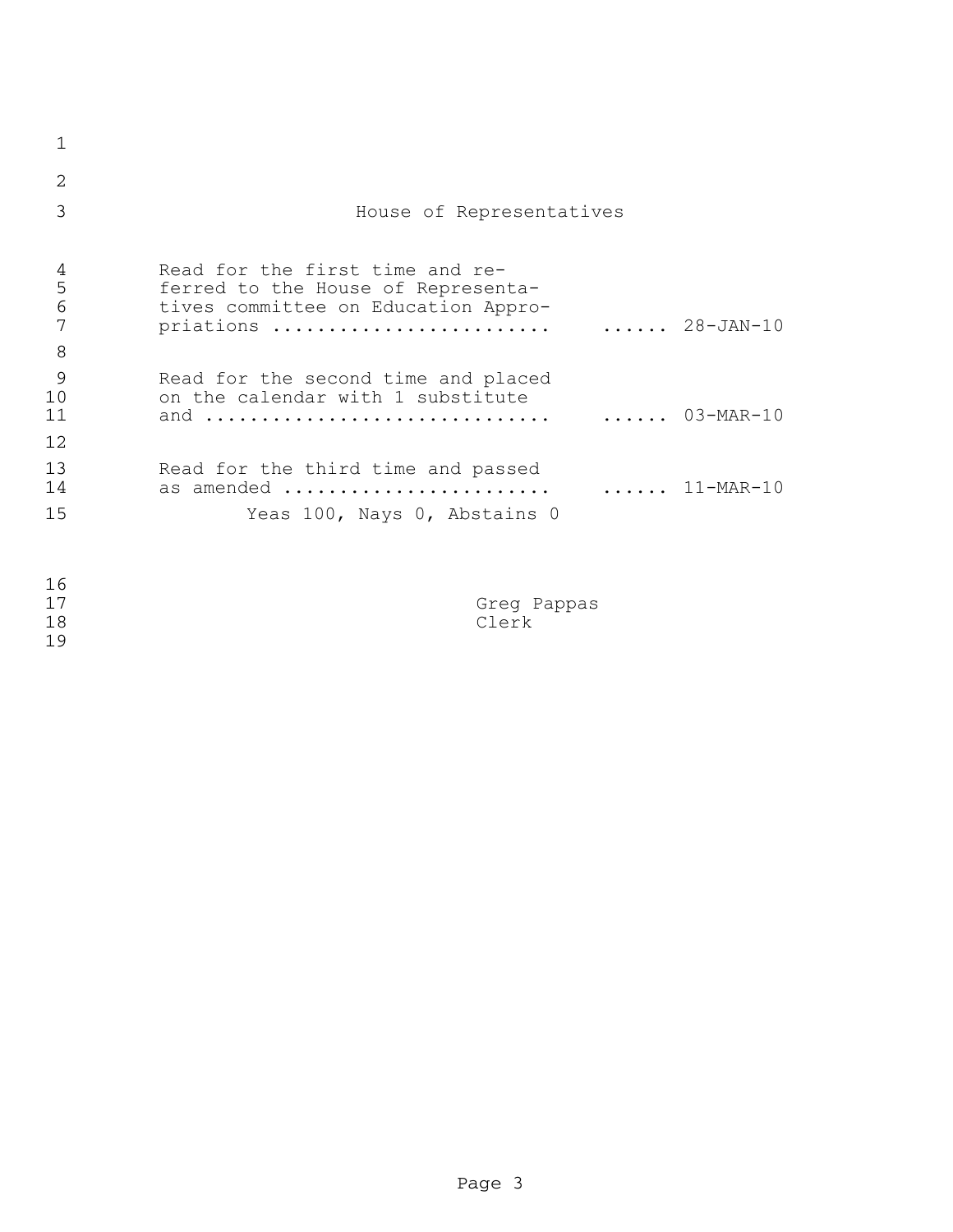House of Representatives

Read for the first time and referred to the House of Representatives committee on Education Appropriations ...................... ...... 28-JAN-10

Read for the second time and placed on the calendar with 1 substitute and ............................ ...... 03-MAR-10

Read for the third time and passed as amended ...................... ...... 11-MAR-10

Yeas 100, Nays 0, Abstains 0

Greg Pappas
Clerk